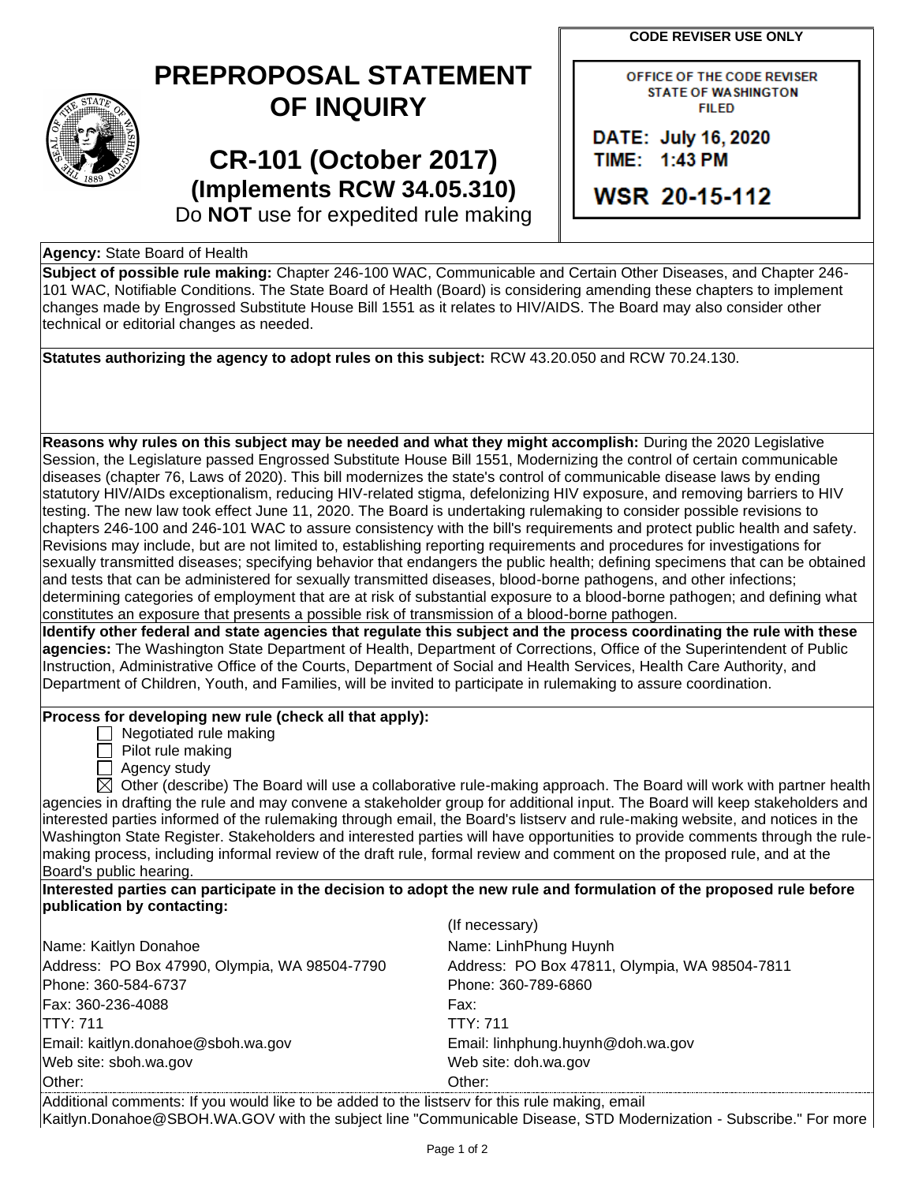**CODE REVISER USE ONLY**

OFFICE OF THE CODE REVISER
STATE OF WASHINGTON
FILED

DATE: July 16, 2020
TIME: 1:43 PM

WSR 20-15-112

# PREPROPOSAL STATEMENT OF INQUIRY

## CR-101 (October 2017)
## (Implements RCW 34.05.310)

Do **NOT** use for expedited rule making

**Agency:** State Board of Health

**Subject of possible rule making:** Chapter 246-100 WAC, Communicable and Certain Other Diseases, and Chapter 246-101 WAC, Notifiable Conditions. The State Board of Health (Board) is considering amending these chapters to implement changes made by Engrossed Substitute House Bill 1551 as it relates to HIV/AIDS. The Board may also consider other technical or editorial changes as needed.

**Statutes authorizing the agency to adopt rules on this subject:** RCW 43.20.050 and RCW 70.24.130.

**Reasons why rules on this subject may be needed and what they might accomplish:** During the 2020 Legislative Session, the Legislature passed Engrossed Substitute House Bill 1551, Modernizing the control of certain communicable diseases (chapter 76, Laws of 2020). This bill modernizes the state's control of communicable disease laws by ending statutory HIV/AIDs exceptionalism, reducing HIV-related stigma, defelonizing HIV exposure, and removing barriers to HIV testing. The new law took effect June 11, 2020. The Board is undertaking rulemaking to consider possible revisions to chapters 246-100 and 246-101 WAC to assure consistency with the bill's requirements and protect public health and safety. Revisions may include, but are not limited to, establishing reporting requirements and procedures for investigations for sexually transmitted diseases; specifying behavior that endangers the public health; defining specimens that can be obtained and tests that can be administered for sexually transmitted diseases, blood-borne pathogens, and other infections; determining categories of employment that are at risk of substantial exposure to a blood-borne pathogen; and defining what constitutes an exposure that presents a possible risk of transmission of a blood-borne pathogen.

**Identify other federal and state agencies that regulate this subject and the process coordinating the rule with these agencies:** The Washington State Department of Health, Department of Corrections, Office of the Superintendent of Public Instruction, Administrative Office of the Courts, Department of Social and Health Services, Health Care Authority, and Department of Children, Youth, and Families, will be invited to participate in rulemaking to assure coordination.

**Process for developing new rule (check all that apply):**

- ☐ Negotiated rule making
- ☐ Pilot rule making
- ☐ Agency study
- ☒ Other (describe) The Board will use a collaborative rule-making approach. The Board will work with partner health agencies in drafting the rule and may convene a stakeholder group for additional input. The Board will keep stakeholders and interested parties informed of the rulemaking through email, the Board's listserv and rule-making website, and notices in the Washington State Register. Stakeholders and interested parties will have opportunities to provide comments through the rule-making process, including informal review of the draft rule, formal review and comment on the proposed rule, and at the Board's public hearing.

**Interested parties can participate in the decision to adopt the new rule and formulation of the proposed rule before publication by contacting:**

| | (If necessary) |
|---|---|
| Name: Kaitlyn Donahoe | Name: LinhPhung Huynh |
| Address: PO Box 47990, Olympia, WA 98504-7790 | Address: PO Box 47811, Olympia, WA 98504-7811 |
| Phone: 360-584-6737 | Phone: 360-789-6860 |
| Fax: 360-236-4088 | Fax: |
| TTY: 711 | TTY: 711 |
| Email: kaitlyn.donahoe@sboh.wa.gov | Email: linhphung.huynh@doh.wa.gov |
| Web site: sboh.wa.gov | Web site: doh.wa.gov |
| Other: | Other: |

Additional comments: If you would like to be added to the listserv for this rule making, email Kaitlyn.Donahoe@SBOH.WA.GOV with the subject line "Communicable Disease, STD Modernization - Subscribe." For more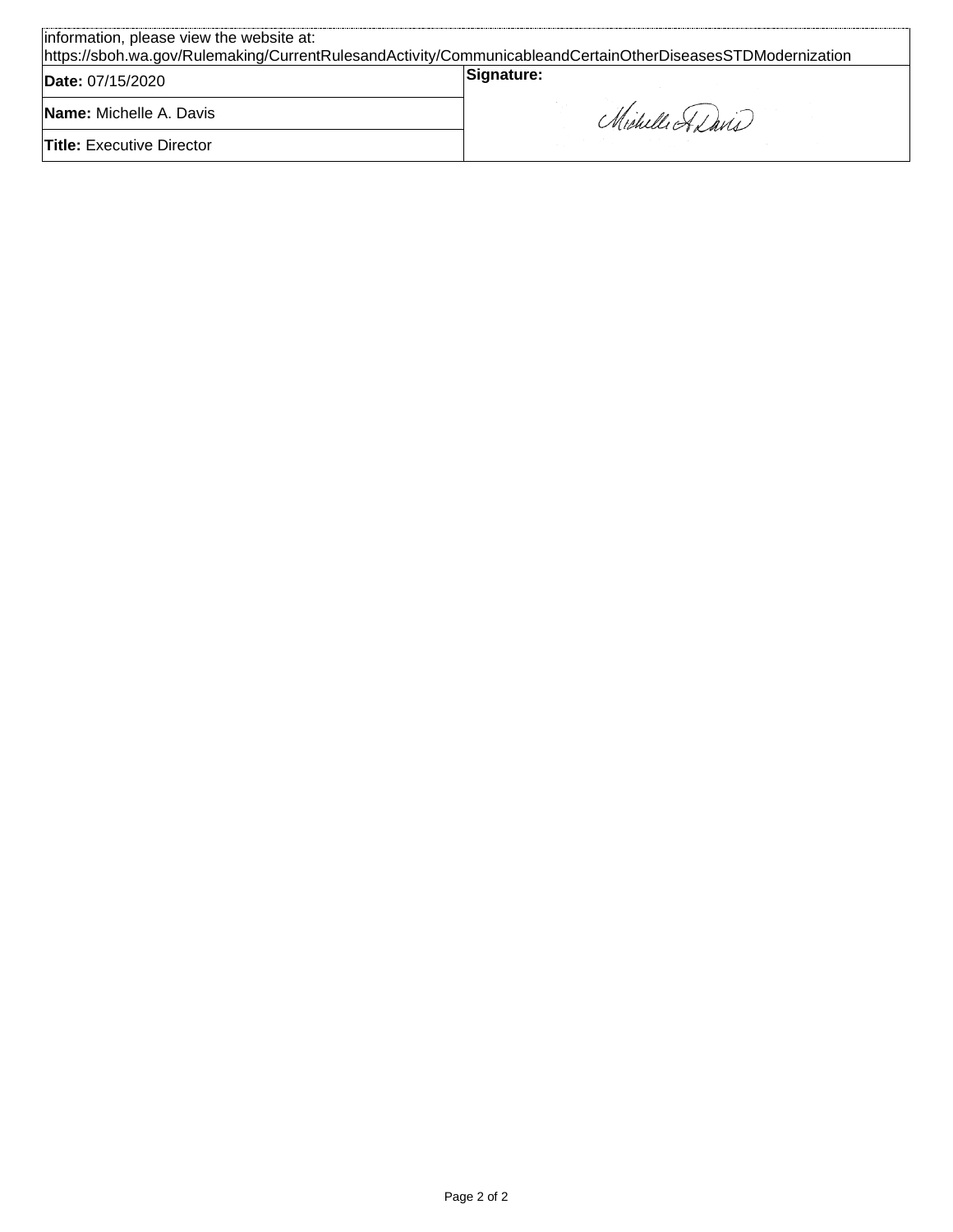information, please view the website at:
https://sboh.wa.gov/Rulemaking/CurrentRulesandActivity/CommunicableandCertainOtherDiseasesSTDModernization

| | |
|---|---|
| **Date:** 07/15/2020 | **Signature:** |
| **Name:** Michelle A. Davis | Michelle A Davis |
| **Title:** Executive Director | |